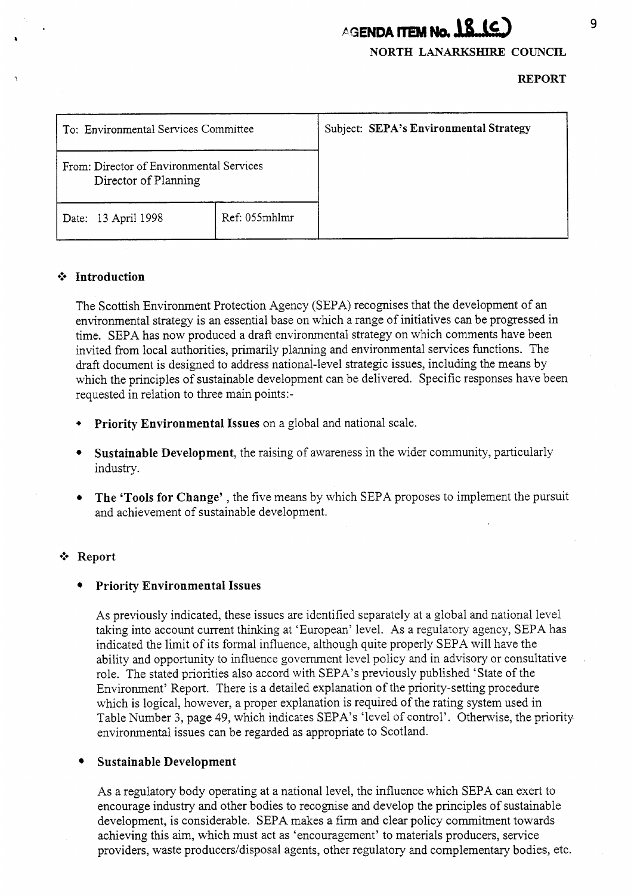AGENDA ITEM No. 18 (c)

NORTH LANARKSHIRE COUNCIL

**REPORT**

| To: Environmental Services Committee | | Subject: **SEPA's Environmental Strategy** |
|---|---|---|
| From: Director of Environmental Services<br>Director of Planning | | |
| Date: 13 April 1998 | Ref: 055mhlmr | |

## ❖ Introduction

The Scottish Environment Protection Agency (SEPA) recognises that the development of an environmental strategy is an essential base on which a range of initiatives can be progressed in time. SEPA has now produced a draft environmental strategy on which comments have been invited from local authorities, primarily planning and environmental services functions. The draft document is designed to address national-level strategic issues, including the means by which the principles of sustainable development can be delivered. Specific responses have been requested in relation to three main points:-

- **Priority Environmental Issues** on a global and national scale.
- **Sustainable Development**, the raising of awareness in the wider community, particularly industry.
- **The 'Tools for Change'** , the five means by which SEPA proposes to implement the pursuit and achievement of sustainable development.

## ❖ Report

- **Priority Environmental Issues**

  As previously indicated, these issues are identified separately at a global and national level taking into account current thinking at 'European' level. As a regulatory agency, SEPA has indicated the limit of its formal influence, although quite properly SEPA will have the ability and opportunity to influence government level policy and in advisory or consultative role. The stated priorities also accord with SEPA's previously published 'State of the Environment' Report. There is a detailed explanation of the priority-setting procedure which is logical, however, a proper explanation is required of the rating system used in Table Number 3, page 49, which indicates SEPA's 'level of control'. Otherwise, the priority environmental issues can be regarded as appropriate to Scotland.

- **Sustainable Development**

  As a regulatory body operating at a national level, the influence which SEPA can exert to encourage industry and other bodies to recognise and develop the principles of sustainable development, is considerable. SEPA makes a firm and clear policy commitment towards achieving this aim, which must act as 'encouragement' to materials producers, service providers, waste producers/disposal agents, other regulatory and complementary bodies, etc.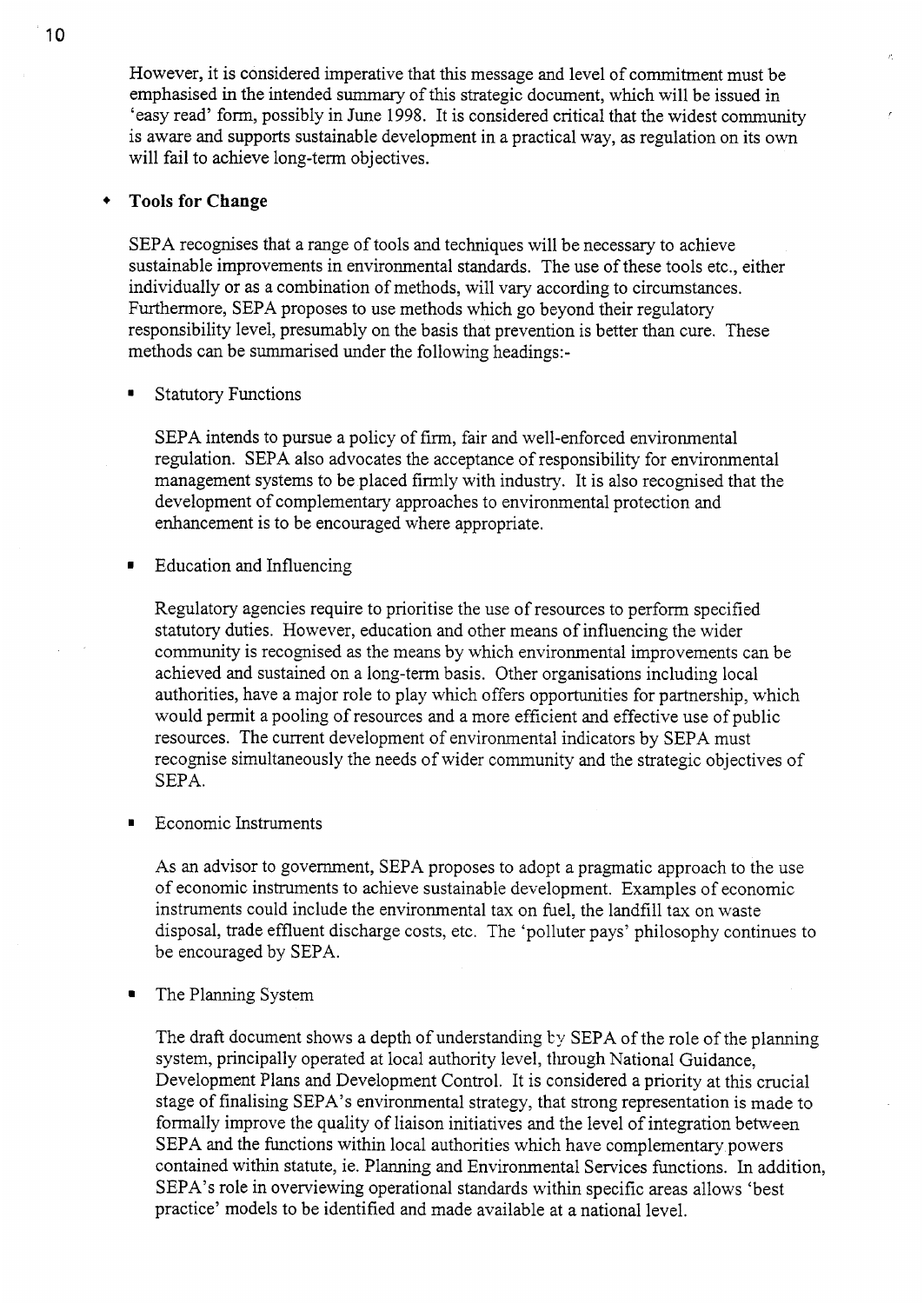However, it is considered imperative that this message and level of commitment must be emphasised in the intended summary of this strategic document, which will be issued in 'easy read' form, possibly in June 1998. It is considered critical that the widest community is aware and supports sustainable development in a practical way, as regulation on its own will fail to achieve long-term objectives.

- **Tools for Change**

  SEPA recognises that a range of tools and techniques will be necessary to achieve sustainable improvements in environmental standards. The use of these tools etc., either individually or as a combination of methods, will vary according to circumstances. Furthermore, SEPA proposes to use methods which go beyond their regulatory responsibility level, presumably on the basis that prevention is better than cure. These methods can be summarised under the following headings:-

  - Statutory Functions

    SEPA intends to pursue a policy of firm, fair and well-enforced environmental regulation. SEPA also advocates the acceptance of responsibility for environmental management systems to be placed firmly with industry. It is also recognised that the development of complementary approaches to environmental protection and enhancement is to be encouraged where appropriate.

  - Education and Influencing

    Regulatory agencies require to prioritise the use of resources to perform specified statutory duties. However, education and other means of influencing the wider community is recognised as the means by which environmental improvements can be achieved and sustained on a long-term basis. Other organisations including local authorities, have a major role to play which offers opportunities for partnership, which would permit a pooling of resources and a more efficient and effective use of public resources. The current development of environmental indicators by SEPA must recognise simultaneously the needs of wider community and the strategic objectives of SEPA.

  - Economic Instruments

    As an advisor to government, SEPA proposes to adopt a pragmatic approach to the use of economic instruments to achieve sustainable development. Examples of economic instruments could include the environmental tax on fuel, the landfill tax on waste disposal, trade effluent discharge costs, etc. The 'polluter pays' philosophy continues to be encouraged by SEPA.

  - The Planning System

    The draft document shows a depth of understanding by SEPA of the role of the planning system, principally operated at local authority level, through National Guidance, Development Plans and Development Control. It is considered a priority at this crucial stage of finalising SEPA's environmental strategy, that strong representation is made to formally improve the quality of liaison initiatives and the level of integration between SEPA and the functions within local authorities which have complementary powers contained within statute, ie. Planning and Environmental Services functions. In addition, SEPA's role in overviewing operational standards within specific areas allows 'best practice' models to be identified and made available at a national level.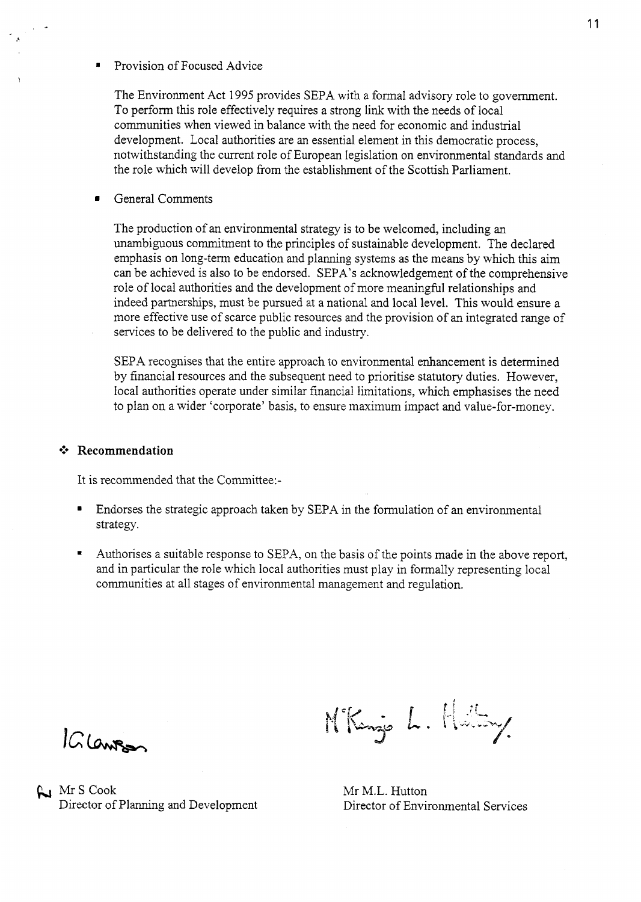- Provision of Focused Advice

  The Environment Act 1995 provides SEPA with a formal advisory role to government. To perform this role effectively requires a strong link with the needs of local communities when viewed in balance with the need for economic and industrial development. Local authorities are an essential element in this democratic process, notwithstanding the current role of European legislation on environmental standards and the role which will develop from the establishment of the Scottish Parliament.

- General Comments

  The production of an environmental strategy is to be welcomed, including an unambiguous commitment to the principles of sustainable development. The declared emphasis on long-term education and planning systems as the means by which this aim can be achieved is also to be endorsed. SEPA's acknowledgement of the comprehensive role of local authorities and the development of more meaningful relationships and indeed partnerships, must be pursued at a national and local level. This would ensure a more effective use of scarce public resources and the provision of an integrated range of services to be delivered to the public and industry.

  SEPA recognises that the entire approach to environmental enhancement is determined by financial resources and the subsequent need to prioritise statutory duties. However, local authorities operate under similar financial limitations, which emphasises the need to plan on a wider 'corporate' basis, to ensure maximum impact and value-for-money.

## Recommendation

It is recommended that the Committee:-

- Endorses the strategic approach taken by SEPA in the formulation of an environmental strategy.
- Authorises a suitable response to SEPA, on the basis of the points made in the above report, and in particular the role which local authorities must play in formally representing local communities at all stages of environmental management and regulation.

IG Lawson

Mr S Cook
Director of Planning and Development

M^cKenzie L. Hutton

Mr M.L. Hutton
Director of Environmental Services